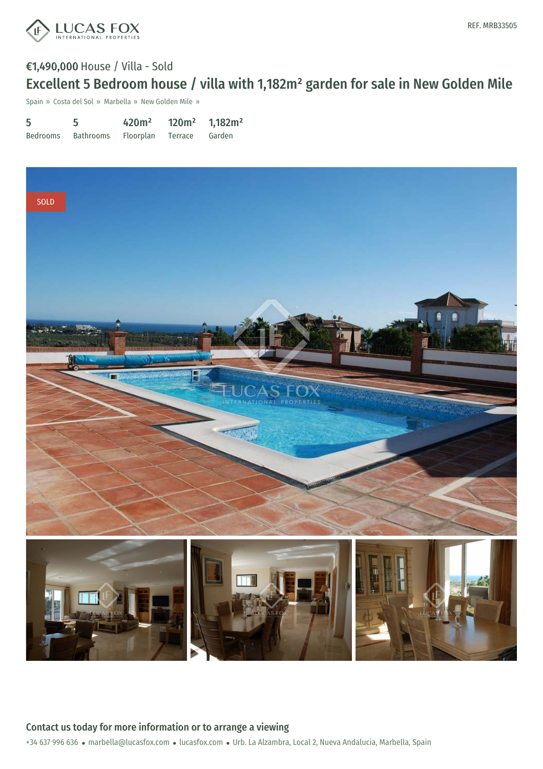REF. MRB33505

€1,490,000 House / Villa - Sold

# Excellent 5 Bedroom house / villa with 1,182m² garden for sale in New Golden Mile

Spain » Costa del Sol » Marbella » New Golden Mile »

| 5 | 5 | 420m² | 120m² | 1,182m² |
|---|---|---|---|---|
| Bedrooms | Bathrooms | Floorplan | Terrace | Garden |

SOLD

## Contact us today for more information or to arrange a viewing

+34 637 996 636 • marbella@lucasfox.com • lucasfox.com • Urb. La Alzambra, Local 2, Nueva Andalucia, Marbella, Spain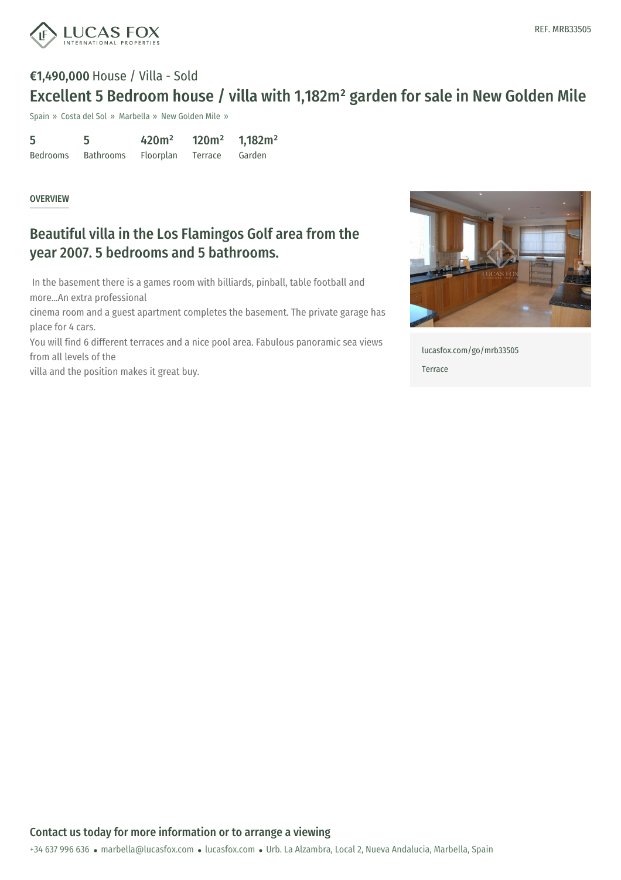**€1,490,000** House / Villa - Sold

# Excellent 5 Bedroom house / villa with 1,182m² garden for sale in New Golden Mile

Spain » Costa del Sol » Marbella » New Golden Mile »

| 5 | 5 | 420m² | 120m² | 1,182m² |
|---|---|---|---|---|
| Bedrooms | Bathrooms | Floorplan | Terrace | Garden |

OVERVIEW

## Beautiful villa in the Los Flamingos Golf area from the year 2007. 5 bedrooms and 5 bathrooms.

In the basement there is a games room with billiards, pinball, table football and more...An extra professional
cinema room and a guest apartment completes the basement. The private garage has place for 4 cars.
You will find 6 different terraces and a nice pool area. Fabulous panoramic sea views from all levels of the
villa and the position makes it great buy.

lucasfox.com/go/mrb33505

Terrace

## Contact us today for more information or to arrange a viewing

+34 637 996 636 • marbella@lucasfox.com • lucasfox.com • Urb. La Alzambra, Local 2, Nueva Andalucia, Marbella, Spain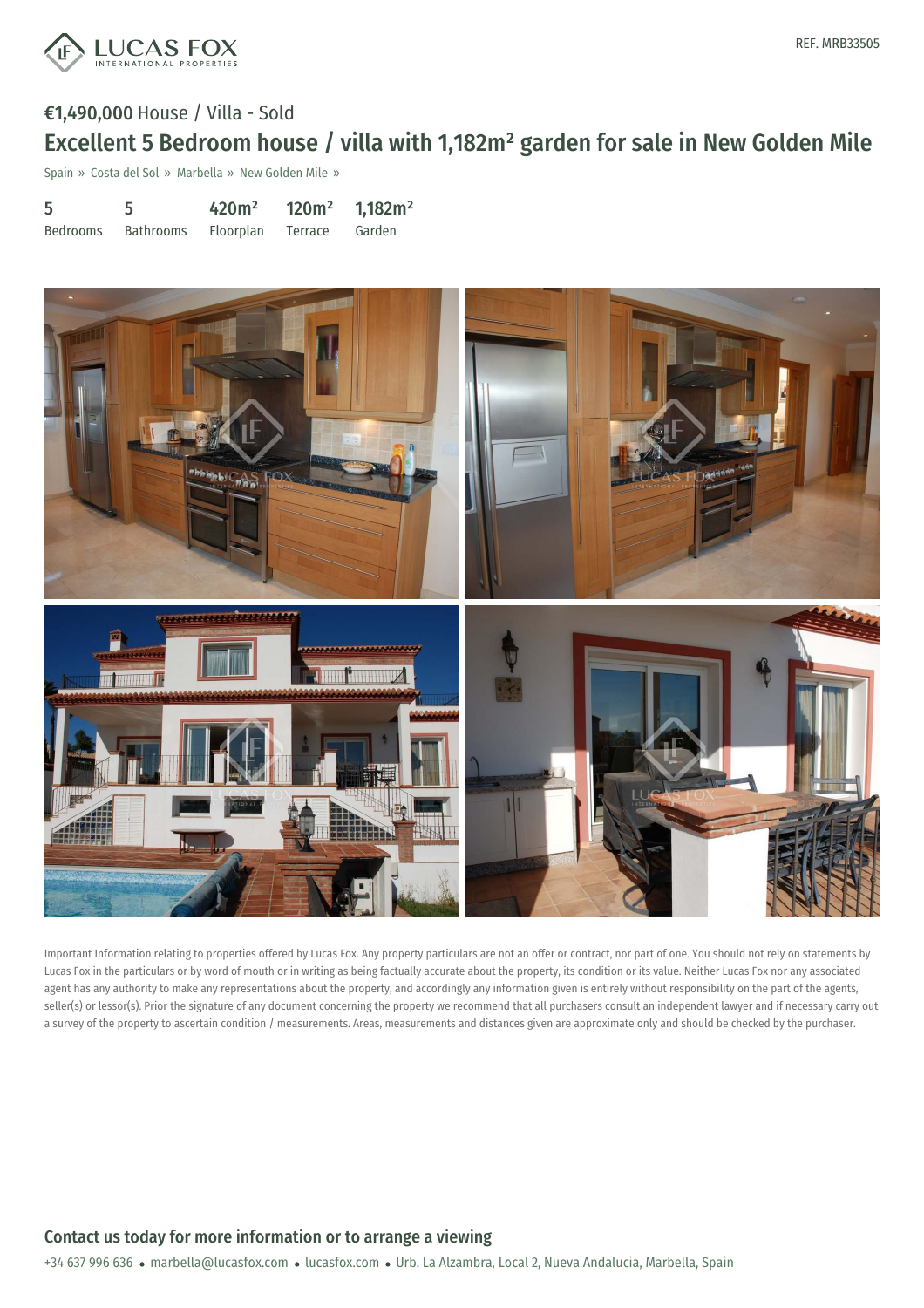REF. MRB33505

€1,490,000 House / Villa - Sold

# Excellent 5 Bedroom house / villa with 1,182m² garden for sale in New Golden Mile

Spain » Costa del Sol » Marbella » New Golden Mile »

| 5 | 5 | 420m² | 120m² | 1,182m² |
|---|---|---|---|---|
| Bedrooms | Bathrooms | Floorplan | Terrace | Garden |

Important Information relating to properties offered by Lucas Fox. Any property particulars are not an offer or contract, nor part of one. You should not rely on statements by Lucas Fox in the particulars or by word of mouth or in writing as being factually accurate about the property, its condition or its value. Neither Lucas Fox nor any associated agent has any authority to make any representations about the property, and accordingly any information given is entirely without responsibility on the part of the agents, seller(s) or lessor(s). Prior the signature of any document concerning the property we recommend that all purchasers consult an independent lawyer and if necessary carry out a survey of the property to ascertain condition / measurements. Areas, measurements and distances given are approximate only and should be checked by the purchaser.

## Contact us today for more information or to arrange a viewing

+34 637 996 636 • marbella@lucasfox.com • lucasfox.com • Urb. La Alzambra, Local 2, Nueva Andalucia, Marbella, Spain